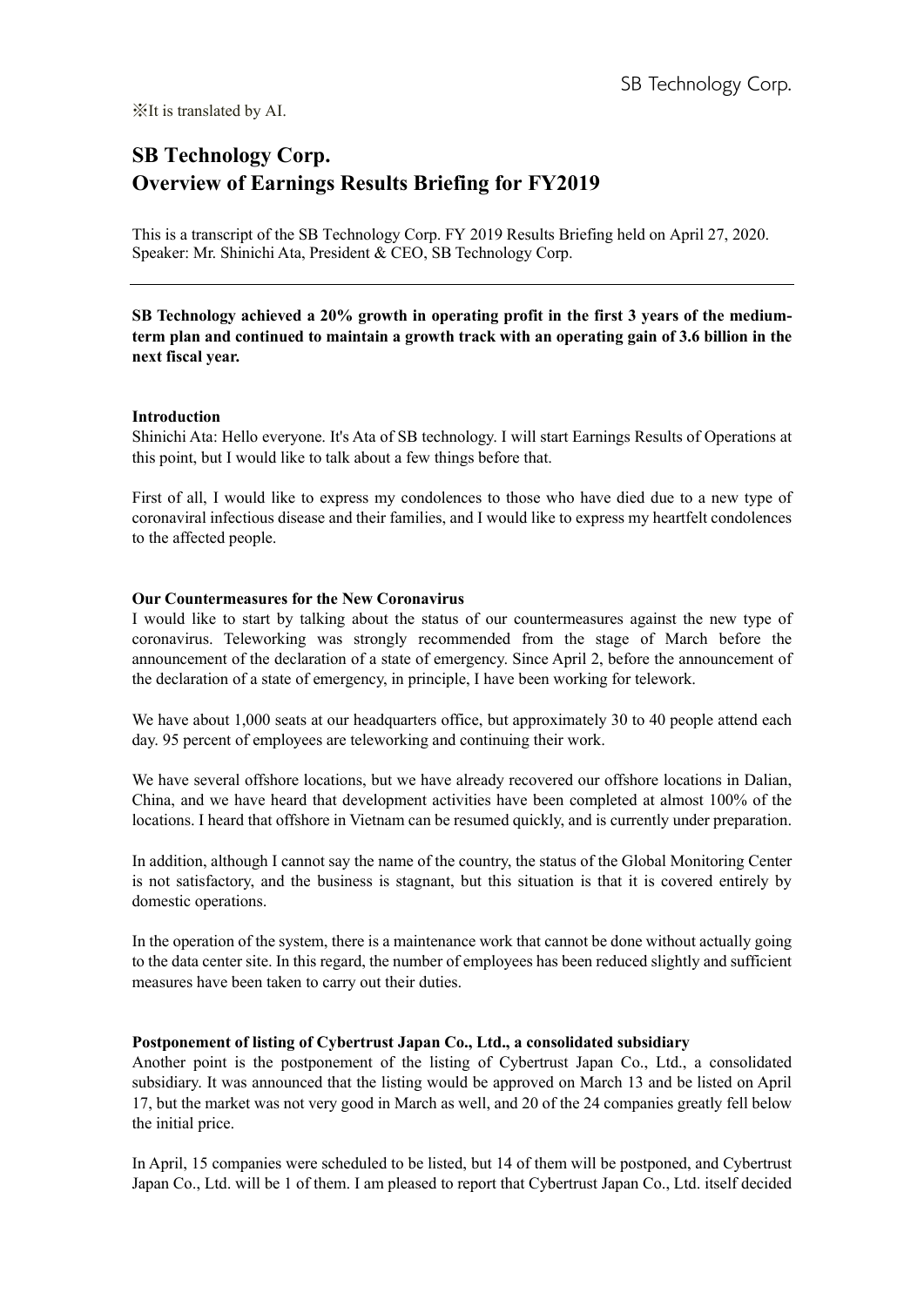※It is translated by AI.

# SB Technology Corp.
# Overview of Earnings Results Briefing for FY2019

This is a transcript of the SB Technology Corp. FY 2019 Results Briefing held on April 27, 2020.
Speaker: Mr. Shinichi Ata, President & CEO, SB Technology Corp.

---

**SB Technology achieved a 20% growth in operating profit in the first 3 years of the medium-term plan and continued to maintain a growth track with an operating gain of 3.6 billion in the next fiscal year.**

### Introduction

Shinichi Ata: Hello everyone. It's Ata of SB technology. I will start Earnings Results of Operations at this point, but I would like to talk about a few things before that.

First of all, I would like to express my condolences to those who have died due to a new type of coronaviral infectious disease and their families, and I would like to express my heartfelt condolences to the affected people.

### Our Countermeasures for the New Coronavirus

I would like to start by talking about the status of our countermeasures against the new type of coronavirus. Teleworking was strongly recommended from the stage of March before the announcement of the declaration of a state of emergency. Since April 2, before the announcement of the declaration of a state of emergency, in principle, I have been working for telework.

We have about 1,000 seats at our headquarters office, but approximately 30 to 40 people attend each day. 95 percent of employees are teleworking and continuing their work.

We have several offshore locations, but we have already recovered our offshore locations in Dalian, China, and we have heard that development activities have been completed at almost 100% of the locations. I heard that offshore in Vietnam can be resumed quickly, and is currently under preparation.

In addition, although I cannot say the name of the country, the status of the Global Monitoring Center is not satisfactory, and the business is stagnant, but this situation is that it is covered entirely by domestic operations.

In the operation of the system, there is a maintenance work that cannot be done without actually going to the data center site. In this regard, the number of employees has been reduced slightly and sufficient measures have been taken to carry out their duties.

### Postponement of listing of Cybertrust Japan Co., Ltd., a consolidated subsidiary

Another point is the postponement of the listing of Cybertrust Japan Co., Ltd., a consolidated subsidiary. It was announced that the listing would be approved on March 13 and be listed on April 17, but the market was not very good in March as well, and 20 of the 24 companies greatly fell below the initial price.

In April, 15 companies were scheduled to be listed, but 14 of them will be postponed, and Cybertrust Japan Co., Ltd. will be 1 of them. I am pleased to report that Cybertrust Japan Co., Ltd. itself decided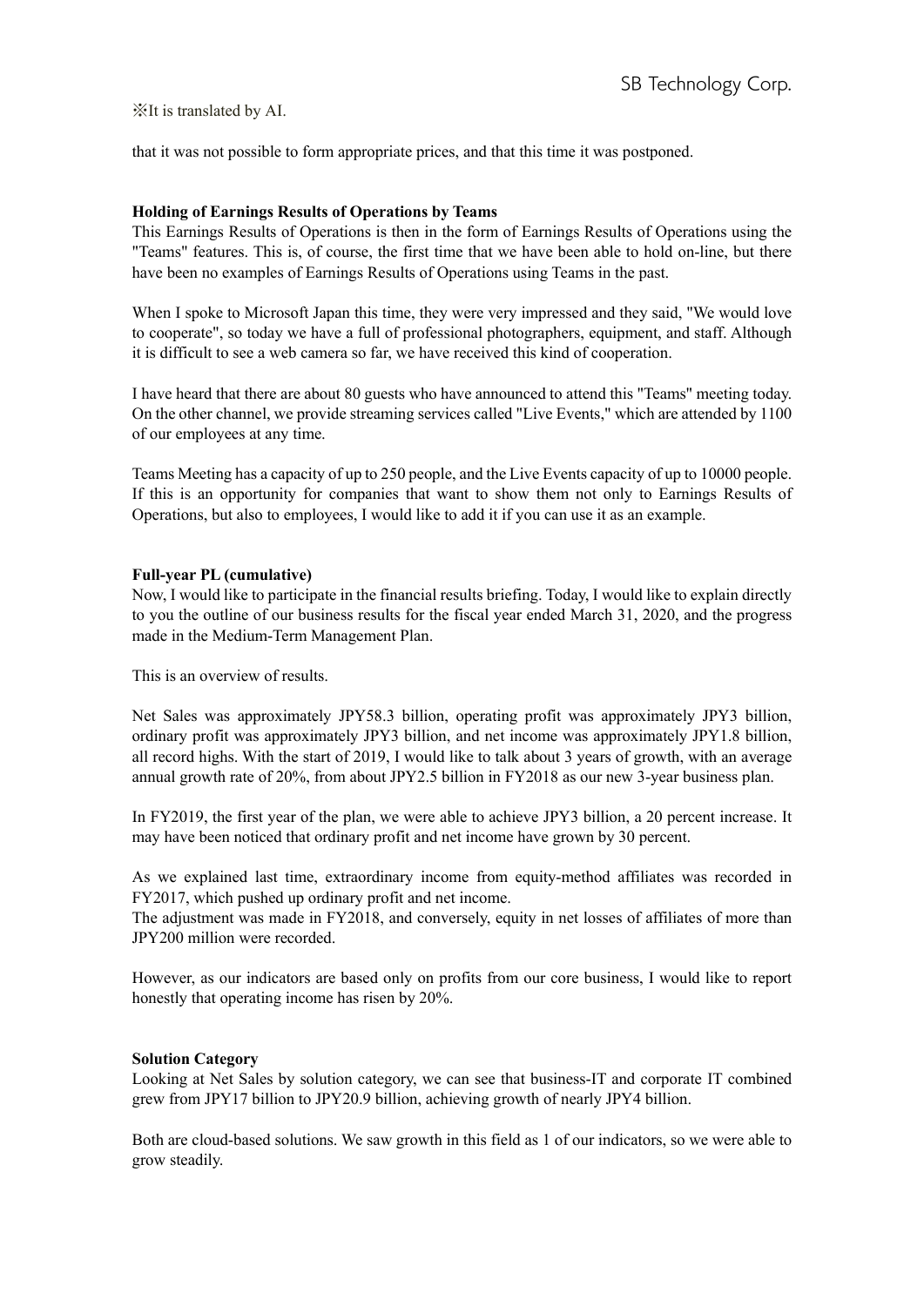※It is translated by AI.

that it was not possible to form appropriate prices, and that this time it was postponed.

**Holding of Earnings Results of Operations by Teams**

This Earnings Results of Operations is then in the form of Earnings Results of Operations using the "Teams" features. This is, of course, the first time that we have been able to hold on-line, but there have been no examples of Earnings Results of Operations using Teams in the past.

When I spoke to Microsoft Japan this time, they were very impressed and they said, "We would love to cooperate", so today we have a full of professional photographers, equipment, and staff. Although it is difficult to see a web camera so far, we have received this kind of cooperation.

I have heard that there are about 80 guests who have announced to attend this "Teams" meeting today. On the other channel, we provide streaming services called "Live Events," which are attended by 1100 of our employees at any time.

Teams Meeting has a capacity of up to 250 people, and the Live Events capacity of up to 10000 people. If this is an opportunity for companies that want to show them not only to Earnings Results of Operations, but also to employees, I would like to add it if you can use it as an example.

**Full-year PL (cumulative)**

Now, I would like to participate in the financial results briefing. Today, I would like to explain directly to you the outline of our business results for the fiscal year ended March 31, 2020, and the progress made in the Medium-Term Management Plan.

This is an overview of results.

Net Sales was approximately JPY58.3 billion, operating profit was approximately JPY3 billion, ordinary profit was approximately JPY3 billion, and net income was approximately JPY1.8 billion, all record highs. With the start of 2019, I would like to talk about 3 years of growth, with an average annual growth rate of 20%, from about JPY2.5 billion in FY2018 as our new 3-year business plan.

In FY2019, the first year of the plan, we were able to achieve JPY3 billion, a 20 percent increase. It may have been noticed that ordinary profit and net income have grown by 30 percent.

As we explained last time, extraordinary income from equity-method affiliates was recorded in FY2017, which pushed up ordinary profit and net income.
The adjustment was made in FY2018, and conversely, equity in net losses of affiliates of more than JPY200 million were recorded.

However, as our indicators are based only on profits from our core business, I would like to report honestly that operating income has risen by 20%.

**Solution Category**

Looking at Net Sales by solution category, we can see that business-IT and corporate IT combined grew from JPY17 billion to JPY20.9 billion, achieving growth of nearly JPY4 billion.

Both are cloud-based solutions. We saw growth in this field as 1 of our indicators, so we were able to grow steadily.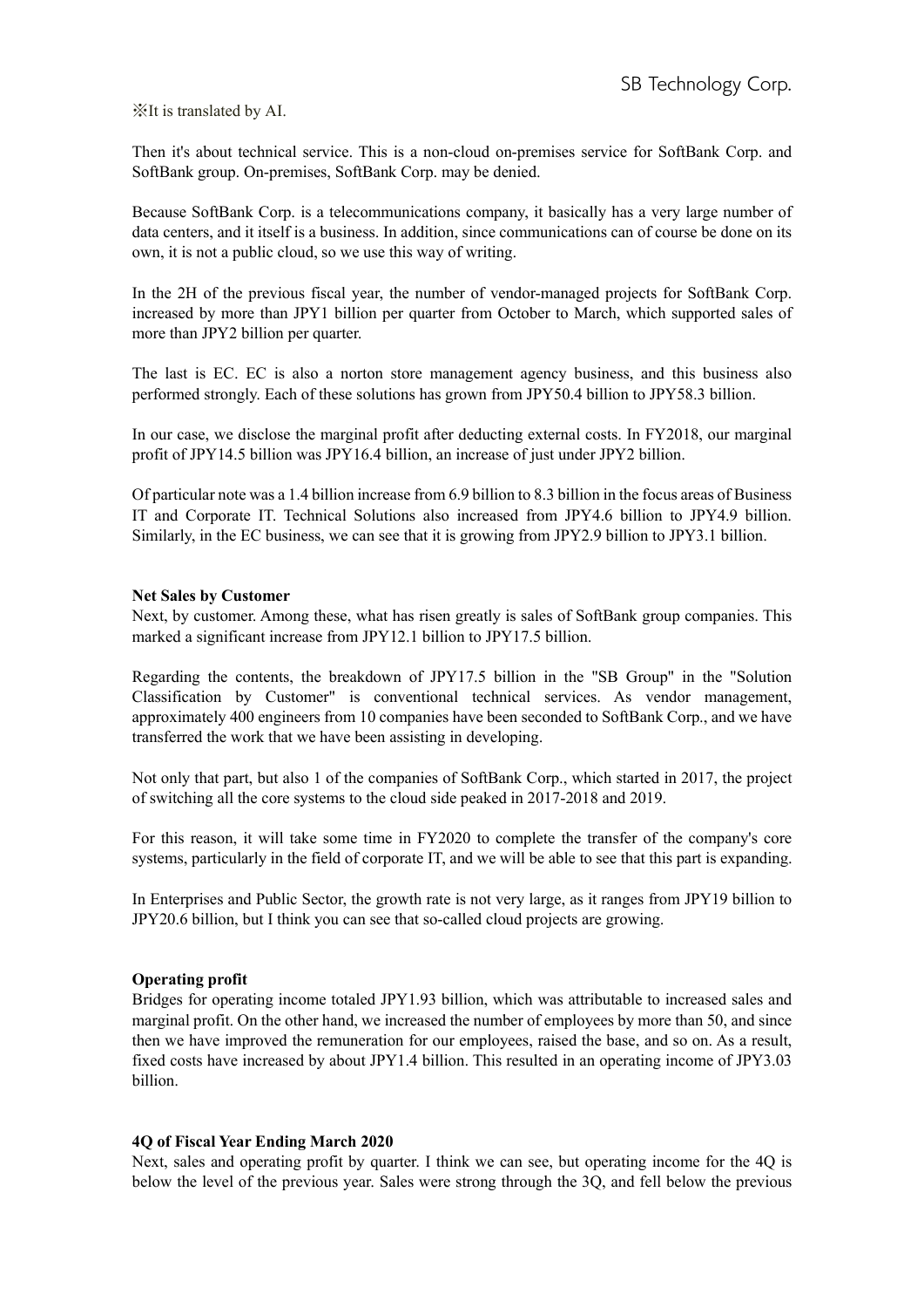※It is translated by AI.

Then it's about technical service. This is a non-cloud on-premises service for SoftBank Corp. and SoftBank group. On-premises, SoftBank Corp. may be denied.

Because SoftBank Corp. is a telecommunications company, it basically has a very large number of data centers, and it itself is a business. In addition, since communications can of course be done on its own, it is not a public cloud, so we use this way of writing.

In the 2H of the previous fiscal year, the number of vendor-managed projects for SoftBank Corp. increased by more than JPY1 billion per quarter from October to March, which supported sales of more than JPY2 billion per quarter.

The last is EC. EC is also a norton store management agency business, and this business also performed strongly. Each of these solutions has grown from JPY50.4 billion to JPY58.3 billion.

In our case, we disclose the marginal profit after deducting external costs. In FY2018, our marginal profit of JPY14.5 billion was JPY16.4 billion, an increase of just under JPY2 billion.

Of particular note was a 1.4 billion increase from 6.9 billion to 8.3 billion in the focus areas of Business IT and Corporate IT. Technical Solutions also increased from JPY4.6 billion to JPY4.9 billion. Similarly, in the EC business, we can see that it is growing from JPY2.9 billion to JPY3.1 billion.

**Net Sales by Customer**

Next, by customer. Among these, what has risen greatly is sales of SoftBank group companies. This marked a significant increase from JPY12.1 billion to JPY17.5 billion.

Regarding the contents, the breakdown of JPY17.5 billion in the "SB Group" in the "Solution Classification by Customer" is conventional technical services. As vendor management, approximately 400 engineers from 10 companies have been seconded to SoftBank Corp., and we have transferred the work that we have been assisting in developing.

Not only that part, but also 1 of the companies of SoftBank Corp., which started in 2017, the project of switching all the core systems to the cloud side peaked in 2017-2018 and 2019.

For this reason, it will take some time in FY2020 to complete the transfer of the company's core systems, particularly in the field of corporate IT, and we will be able to see that this part is expanding.

In Enterprises and Public Sector, the growth rate is not very large, as it ranges from JPY19 billion to JPY20.6 billion, but I think you can see that so-called cloud projects are growing.

**Operating profit**

Bridges for operating income totaled JPY1.93 billion, which was attributable to increased sales and marginal profit. On the other hand, we increased the number of employees by more than 50, and since then we have improved the remuneration for our employees, raised the base, and so on. As a result, fixed costs have increased by about JPY1.4 billion. This resulted in an operating income of JPY3.03 billion.

**4Q of Fiscal Year Ending March 2020**

Next, sales and operating profit by quarter. I think we can see, but operating income for the 4Q is below the level of the previous year. Sales were strong through the 3Q, and fell below the previous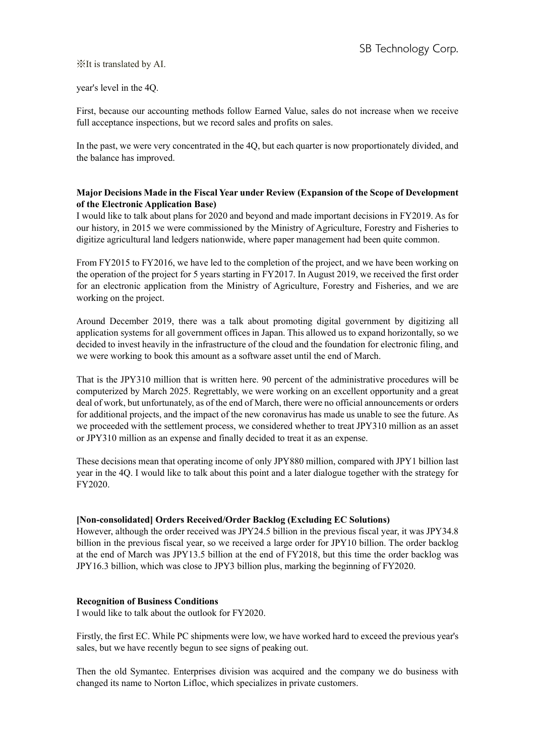※It is translated by AI.

year's level in the 4Q.

First, because our accounting methods follow Earned Value, sales do not increase when we receive full acceptance inspections, but we record sales and profits on sales.

In the past, we were very concentrated in the 4Q, but each quarter is now proportionately divided, and the balance has improved.

**Major Decisions Made in the Fiscal Year under Review (Expansion of the Scope of Development of the Electronic Application Base)**

I would like to talk about plans for 2020 and beyond and made important decisions in FY2019. As for our history, in 2015 we were commissioned by the Ministry of Agriculture, Forestry and Fisheries to digitize agricultural land ledgers nationwide, where paper management had been quite common.

From FY2015 to FY2016, we have led to the completion of the project, and we have been working on the operation of the project for 5 years starting in FY2017. In August 2019, we received the first order for an electronic application from the Ministry of Agriculture, Forestry and Fisheries, and we are working on the project.

Around December 2019, there was a talk about promoting digital government by digitizing all application systems for all government offices in Japan. This allowed us to expand horizontally, so we decided to invest heavily in the infrastructure of the cloud and the foundation for electronic filing, and we were working to book this amount as a software asset until the end of March.

That is the JPY310 million that is written here. 90 percent of the administrative procedures will be computerized by March 2025. Regrettably, we were working on an excellent opportunity and a great deal of work, but unfortunately, as of the end of March, there were no official announcements or orders for additional projects, and the impact of the new coronavirus has made us unable to see the future. As we proceeded with the settlement process, we considered whether to treat JPY310 million as an asset or JPY310 million as an expense and finally decided to treat it as an expense.

These decisions mean that operating income of only JPY880 million, compared with JPY1 billion last year in the 4Q. I would like to talk about this point and a later dialogue together with the strategy for FY2020.

**[Non-consolidated] Orders Received/Order Backlog (Excluding EC Solutions)**

However, although the order received was JPY24.5 billion in the previous fiscal year, it was JPY34.8 billion in the previous fiscal year, so we received a large order for JPY10 billion. The order backlog at the end of March was JPY13.5 billion at the end of FY2018, but this time the order backlog was JPY16.3 billion, which was close to JPY3 billion plus, marking the beginning of FY2020.

**Recognition of Business Conditions**

I would like to talk about the outlook for FY2020.

Firstly, the first EC. While PC shipments were low, we have worked hard to exceed the previous year's sales, but we have recently begun to see signs of peaking out.

Then the old Symantec. Enterprises division was acquired and the company we do business with changed its name to Norton Lifloc, which specializes in private customers.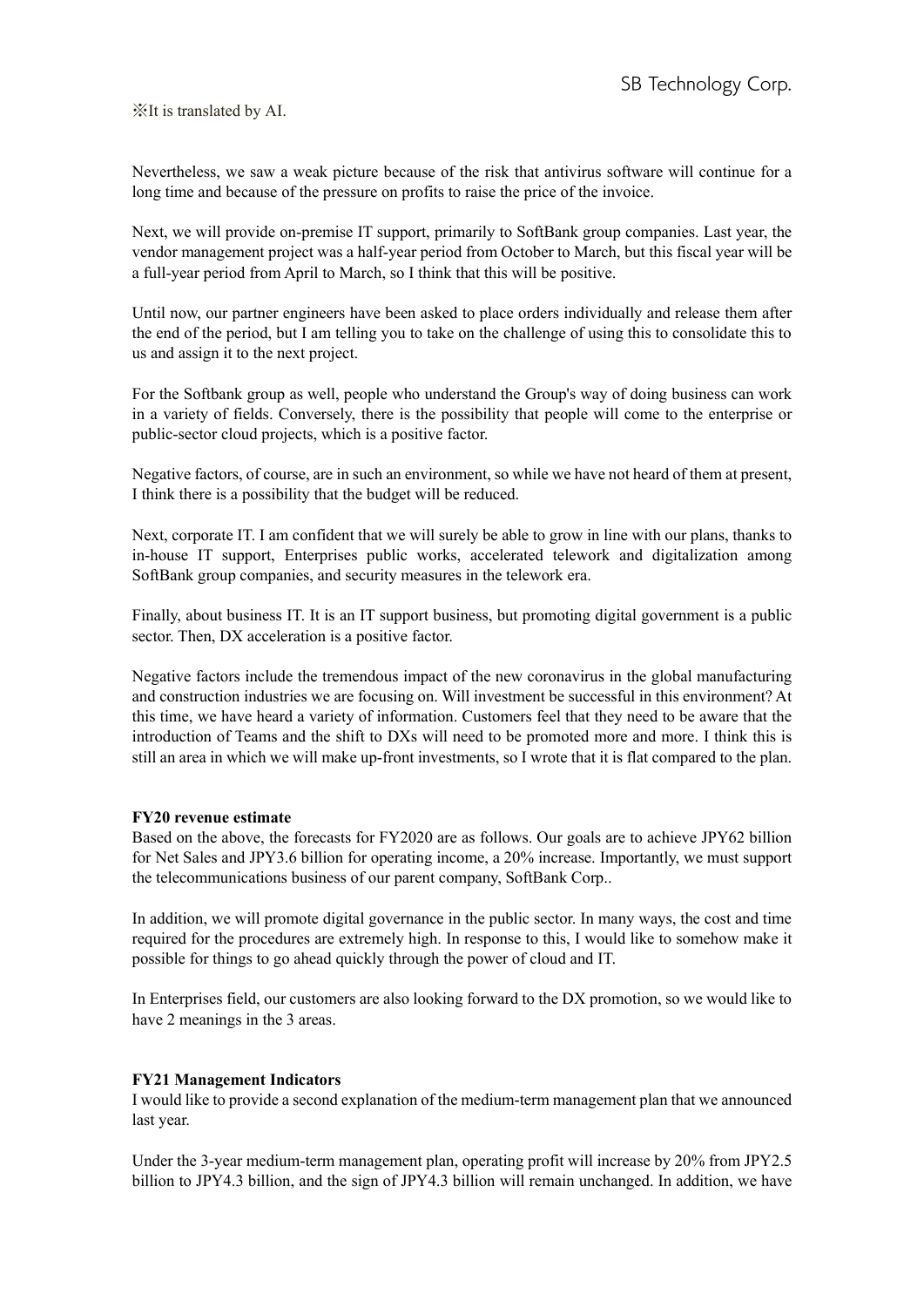※It is translated by AI.

Nevertheless, we saw a weak picture because of the risk that antivirus software will continue for a long time and because of the pressure on profits to raise the price of the invoice.

Next, we will provide on-premise IT support, primarily to SoftBank group companies. Last year, the vendor management project was a half-year period from October to March, but this fiscal year will be a full-year period from April to March, so I think that this will be positive.

Until now, our partner engineers have been asked to place orders individually and release them after the end of the period, but I am telling you to take on the challenge of using this to consolidate this to us and assign it to the next project.

For the Softbank group as well, people who understand the Group's way of doing business can work in a variety of fields. Conversely, there is the possibility that people will come to the enterprise or public-sector cloud projects, which is a positive factor.

Negative factors, of course, are in such an environment, so while we have not heard of them at present, I think there is a possibility that the budget will be reduced.

Next, corporate IT. I am confident that we will surely be able to grow in line with our plans, thanks to in-house IT support, Enterprises public works, accelerated telework and digitalization among SoftBank group companies, and security measures in the telework era.

Finally, about business IT. It is an IT support business, but promoting digital government is a public sector. Then, DX acceleration is a positive factor.

Negative factors include the tremendous impact of the new coronavirus in the global manufacturing and construction industries we are focusing on. Will investment be successful in this environment? At this time, we have heard a variety of information. Customers feel that they need to be aware that the introduction of Teams and the shift to DXs will need to be promoted more and more. I think this is still an area in which we will make up-front investments, so I wrote that it is flat compared to the plan.

**FY20 revenue estimate**

Based on the above, the forecasts for FY2020 are as follows. Our goals are to achieve JPY62 billion for Net Sales and JPY3.6 billion for operating income, a 20% increase. Importantly, we must support the telecommunications business of our parent company, SoftBank Corp..

In addition, we will promote digital governance in the public sector. In many ways, the cost and time required for the procedures are extremely high. In response to this, I would like to somehow make it possible for things to go ahead quickly through the power of cloud and IT.

In Enterprises field, our customers are also looking forward to the DX promotion, so we would like to have 2 meanings in the 3 areas.

**FY21 Management Indicators**

I would like to provide a second explanation of the medium-term management plan that we announced last year.

Under the 3-year medium-term management plan, operating profit will increase by 20% from JPY2.5 billion to JPY4.3 billion, and the sign of JPY4.3 billion will remain unchanged. In addition, we have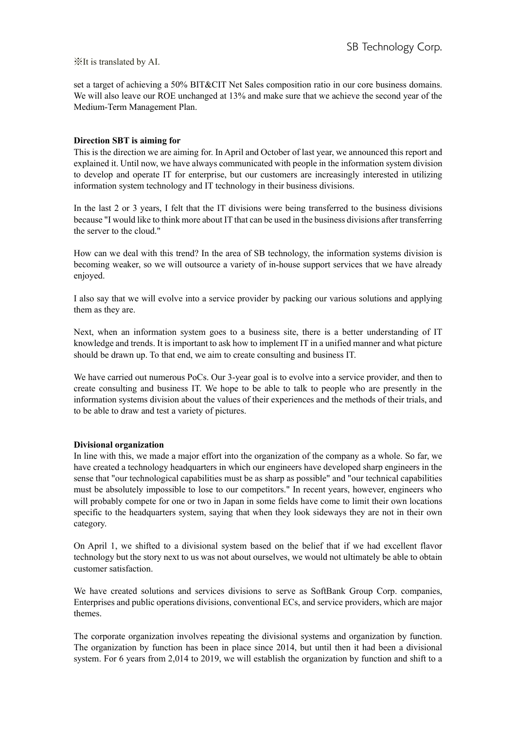※It is translated by AI.

set a target of achieving a 50% BIT&CIT Net Sales composition ratio in our core business domains. We will also leave our ROE unchanged at 13% and make sure that we achieve the second year of the Medium-Term Management Plan.

**Direction SBT is aiming for**

This is the direction we are aiming for. In April and October of last year, we announced this report and explained it. Until now, we have always communicated with people in the information system division to develop and operate IT for enterprise, but our customers are increasingly interested in utilizing information system technology and IT technology in their business divisions.

In the last 2 or 3 years, I felt that the IT divisions were being transferred to the business divisions because "I would like to think more about IT that can be used in the business divisions after transferring the server to the cloud."

How can we deal with this trend? In the area of SB technology, the information systems division is becoming weaker, so we will outsource a variety of in-house support services that we have already enjoyed.

I also say that we will evolve into a service provider by packing our various solutions and applying them as they are.

Next, when an information system goes to a business site, there is a better understanding of IT knowledge and trends. It is important to ask how to implement IT in a unified manner and what picture should be drawn up. To that end, we aim to create consulting and business IT.

We have carried out numerous PoCs. Our 3-year goal is to evolve into a service provider, and then to create consulting and business IT. We hope to be able to talk to people who are presently in the information systems division about the values of their experiences and the methods of their trials, and to be able to draw and test a variety of pictures.

**Divisional organization**

In line with this, we made a major effort into the organization of the company as a whole. So far, we have created a technology headquarters in which our engineers have developed sharp engineers in the sense that "our technological capabilities must be as sharp as possible" and "our technical capabilities must be absolutely impossible to lose to our competitors." In recent years, however, engineers who will probably compete for one or two in Japan in some fields have come to limit their own locations specific to the headquarters system, saying that when they look sideways they are not in their own category.

On April 1, we shifted to a divisional system based on the belief that if we had excellent flavor technology but the story next to us was not about ourselves, we would not ultimately be able to obtain customer satisfaction.

We have created solutions and services divisions to serve as SoftBank Group Corp. companies, Enterprises and public operations divisions, conventional ECs, and service providers, which are major themes.

The corporate organization involves repeating the divisional systems and organization by function. The organization by function has been in place since 2014, but until then it had been a divisional system. For 6 years from 2,014 to 2019, we will establish the organization by function and shift to a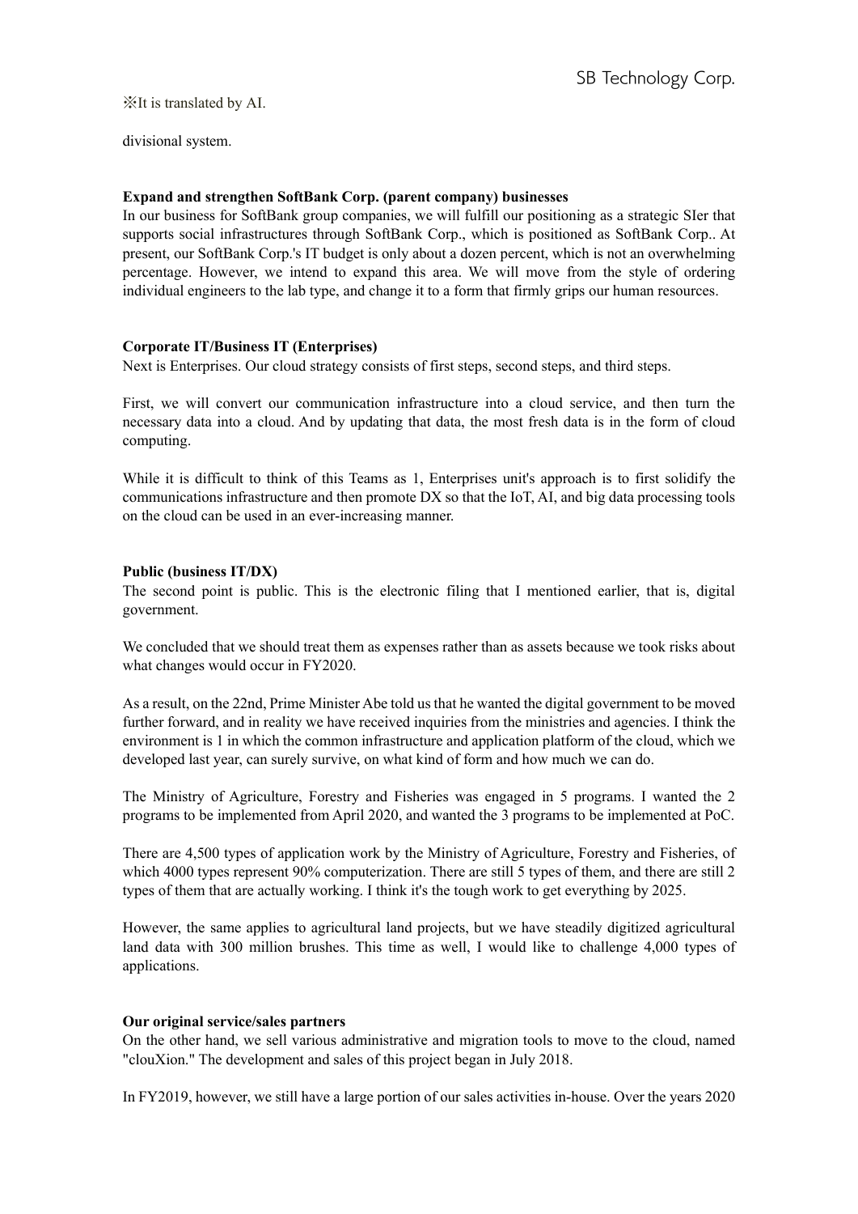※It is translated by AI.

divisional system.

**Expand and strengthen SoftBank Corp. (parent company) businesses**

In our business for SoftBank group companies, we will fulfill our positioning as a strategic SIer that supports social infrastructures through SoftBank Corp., which is positioned as SoftBank Corp.. At present, our SoftBank Corp.'s IT budget is only about a dozen percent, which is not an overwhelming percentage. However, we intend to expand this area. We will move from the style of ordering individual engineers to the lab type, and change it to a form that firmly grips our human resources.

**Corporate IT/Business IT (Enterprises)**

Next is Enterprises. Our cloud strategy consists of first steps, second steps, and third steps.

First, we will convert our communication infrastructure into a cloud service, and then turn the necessary data into a cloud. And by updating that data, the most fresh data is in the form of cloud computing.

While it is difficult to think of this Teams as 1, Enterprises unit's approach is to first solidify the communications infrastructure and then promote DX so that the IoT, AI, and big data processing tools on the cloud can be used in an ever-increasing manner.

**Public (business IT/DX)**

The second point is public. This is the electronic filing that I mentioned earlier, that is, digital government.

We concluded that we should treat them as expenses rather than as assets because we took risks about what changes would occur in FY2020.

As a result, on the 22nd, Prime Minister Abe told us that he wanted the digital government to be moved further forward, and in reality we have received inquiries from the ministries and agencies. I think the environment is 1 in which the common infrastructure and application platform of the cloud, which we developed last year, can surely survive, on what kind of form and how much we can do.

The Ministry of Agriculture, Forestry and Fisheries was engaged in 5 programs. I wanted the 2 programs to be implemented from April 2020, and wanted the 3 programs to be implemented at PoC.

There are 4,500 types of application work by the Ministry of Agriculture, Forestry and Fisheries, of which 4000 types represent 90% computerization. There are still 5 types of them, and there are still 2 types of them that are actually working. I think it's the tough work to get everything by 2025.

However, the same applies to agricultural land projects, but we have steadily digitized agricultural land data with 300 million brushes. This time as well, I would like to challenge 4,000 types of applications.

**Our original service/sales partners**

On the other hand, we sell various administrative and migration tools to move to the cloud, named "clouXion." The development and sales of this project began in July 2018.

In FY2019, however, we still have a large portion of our sales activities in-house. Over the years 2020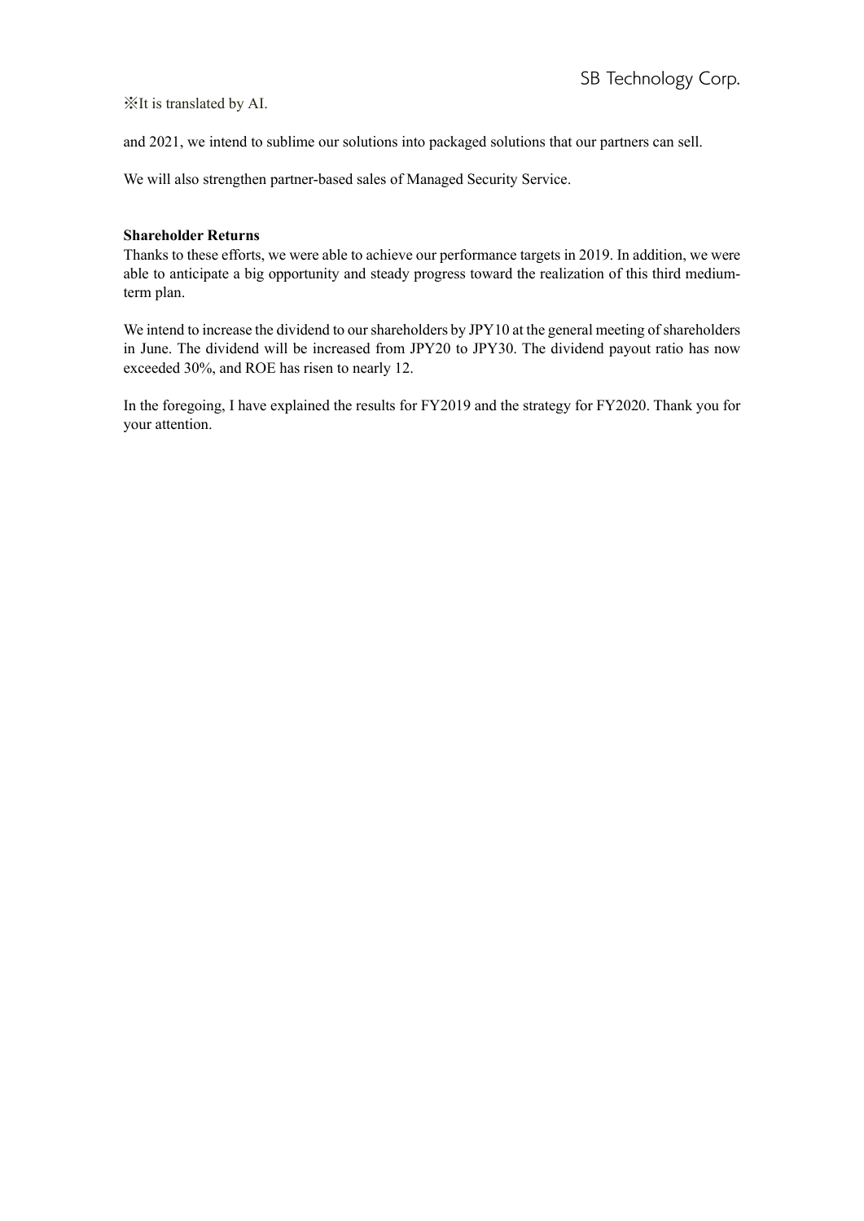※It is translated by AI.

and 2021, we intend to sublime our solutions into packaged solutions that our partners can sell.

We will also strengthen partner-based sales of Managed Security Service.

**Shareholder Returns**

Thanks to these efforts, we were able to achieve our performance targets in 2019. In addition, we were able to anticipate a big opportunity and steady progress toward the realization of this third medium-term plan.

We intend to increase the dividend to our shareholders by JPY10 at the general meeting of shareholders in June. The dividend will be increased from JPY20 to JPY30. The dividend payout ratio has now exceeded 30%, and ROE has risen to nearly 12.

In the foregoing, I have explained the results for FY2019 and the strategy for FY2020. Thank you for your attention.